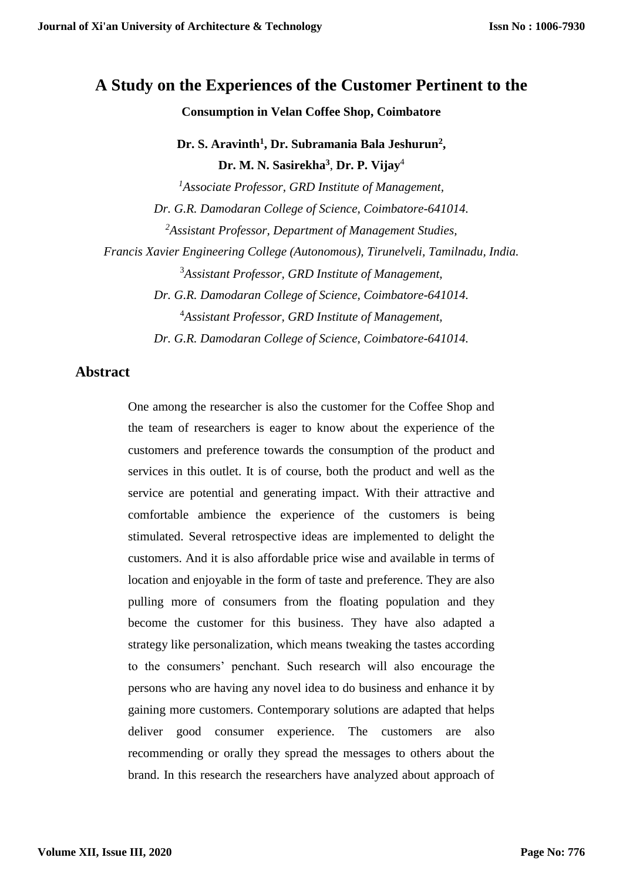# A Study on the Experiences of the Customer Pertinent to the

### Consumption in Velan Coffee Shop, Coimbatore

**Dr. S. Aravinth[1], Dr. Subramania Bala Jeshurun[2], Dr. M. N. Sasirekha[3], Dr. P. Vijay[4]**

[1]*Associate Professor, GRD Institute of Management, Dr. G.R. Damodaran College of Science, Coimbatore-641014.*

[2]*Assistant Professor, Department of Management Studies, Francis Xavier Engineering College (Autonomous), Tirunelveli, Tamilnadu, India.*

[3]*Assistant Professor, GRD Institute of Management, Dr. G.R. Damodaran College of Science, Coimbatore-641014.*

[4]*Assistant Professor, GRD Institute of Management, Dr. G.R. Damodaran College of Science, Coimbatore-641014.*

## Abstract

One among the researcher is also the customer for the Coffee Shop and the team of researchers is eager to know about the experience of the customers and preference towards the consumption of the product and services in this outlet. It is of course, both the product and well as the service are potential and generating impact. With their attractive and comfortable ambience the experience of the customers is being stimulated. Several retrospective ideas are implemented to delight the customers. And it is also affordable price wise and available in terms of location and enjoyable in the form of taste and preference. They are also pulling more of consumers from the floating population and they become the customer for this business. They have also adapted a strategy like personalization, which means tweaking the tastes according to the consumers' penchant. Such research will also encourage the persons who are having any novel idea to do business and enhance it by gaining more customers. Contemporary solutions are adapted that helps deliver good consumer experience. The customers are also recommending or orally they spread the messages to others about the brand. In this research the researchers have analyzed about approach of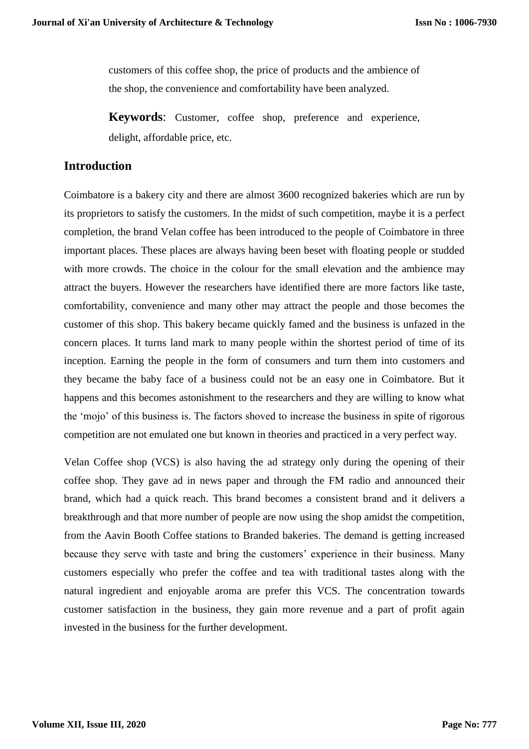customers of this coffee shop, the price of products and the ambience of the shop, the convenience and comfortability have been analyzed.

**Keywords**: Customer, coffee shop, preference and experience, delight, affordable price, etc.

## Introduction

Coimbatore is a bakery city and there are almost 3600 recognized bakeries which are run by its proprietors to satisfy the customers. In the midst of such competition, maybe it is a perfect completion, the brand Velan coffee has been introduced to the people of Coimbatore in three important places. These places are always having been beset with floating people or studded with more crowds. The choice in the colour for the small elevation and the ambience may attract the buyers. However the researchers have identified there are more factors like taste, comfortability, convenience and many other may attract the people and those becomes the customer of this shop. This bakery became quickly famed and the business is unfazed in the concern places. It turns land mark to many people within the shortest period of time of its inception. Earning the people in the form of consumers and turn them into customers and they became the baby face of a business could not be an easy one in Coimbatore. But it happens and this becomes astonishment to the researchers and they are willing to know what the 'mojo' of this business is. The factors shoved to increase the business in spite of rigorous competition are not emulated one but known in theories and practiced in a very perfect way.

Velan Coffee shop (VCS) is also having the ad strategy only during the opening of their coffee shop. They gave ad in news paper and through the FM radio and announced their brand, which had a quick reach. This brand becomes a consistent brand and it delivers a breakthrough and that more number of people are now using the shop amidst the competition, from the Aavin Booth Coffee stations to Branded bakeries. The demand is getting increased because they serve with taste and bring the customers' experience in their business. Many customers especially who prefer the coffee and tea with traditional tastes along with the natural ingredient and enjoyable aroma are prefer this VCS. The concentration towards customer satisfaction in the business, they gain more revenue and a part of profit again invested in the business for the further development.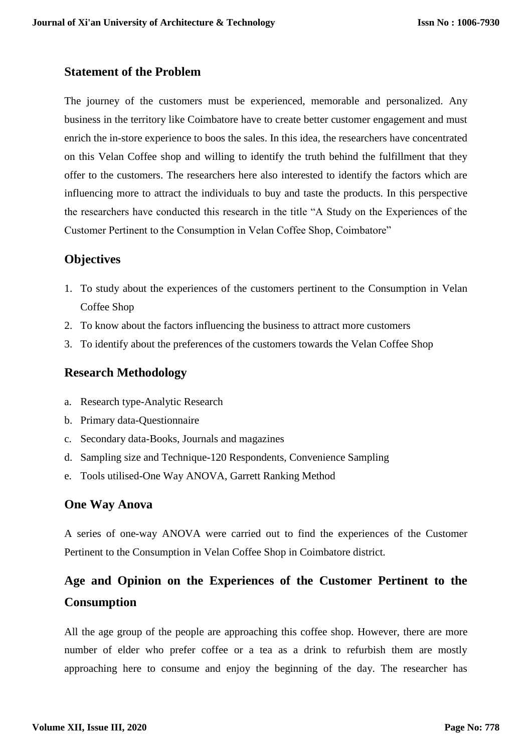## Statement of the Problem

The journey of the customers must be experienced, memorable and personalized. Any business in the territory like Coimbatore have to create better customer engagement and must enrich the in-store experience to boos the sales. In this idea, the researchers have concentrated on this Velan Coffee shop and willing to identify the truth behind the fulfillment that they offer to the customers. The researchers here also interested to identify the factors which are influencing more to attract the individuals to buy and taste the products. In this perspective the researchers have conducted this research in the title "A Study on the Experiences of the Customer Pertinent to the Consumption in Velan Coffee Shop, Coimbatore"

## Objectives

1. To study about the experiences of the customers pertinent to the Consumption in Velan Coffee Shop
2. To know about the factors influencing the business to attract more customers
3. To identify about the preferences of the customers towards the Velan Coffee Shop

## Research Methodology

a. Research type-Analytic Research
b. Primary data-Questionnaire
c. Secondary data-Books, Journals and magazines
d. Sampling size and Technique-120 Respondents, Convenience Sampling
e. Tools utilised-One Way ANOVA, Garrett Ranking Method

## One Way Anova

A series of one-way ANOVA were carried out to find the experiences of the Customer Pertinent to the Consumption in Velan Coffee Shop in Coimbatore district.

## Age and Opinion on the Experiences of the Customer Pertinent to the Consumption

All the age group of the people are approaching this coffee shop. However, there are more number of elder who prefer coffee or a tea as a drink to refurbish them are mostly approaching here to consume and enjoy the beginning of the day. The researcher has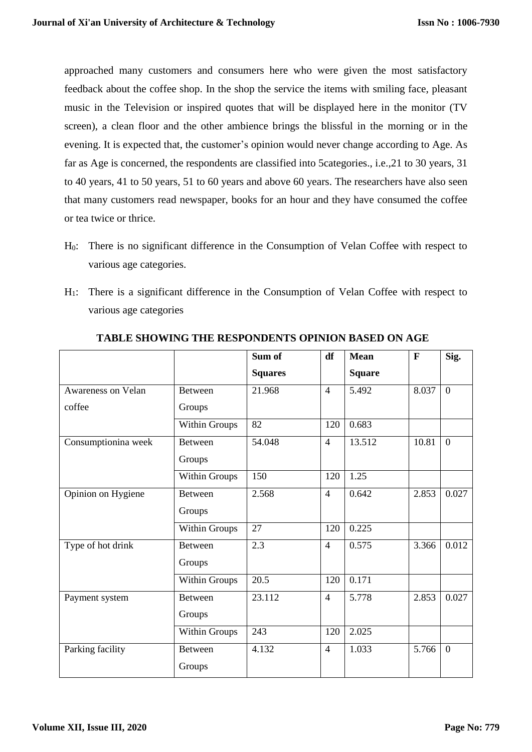approached many customers and consumers here who were given the most satisfactory feedback about the coffee shop. In the shop the service the items with smiling face, pleasant music in the Television or inspired quotes that will be displayed here in the monitor (TV screen), a clean floor and the other ambience brings the blissful in the morning or in the evening. It is expected that, the customer's opinion would never change according to Age. As far as Age is concerned, the respondents are classified into 5categories., i.e.,21 to 30 years, 31 to 40 years, 41 to 50 years, 51 to 60 years and above 60 years. The researchers have also seen that many customers read newspaper, books for an hour and they have consumed the coffee or tea twice or thrice.

$H_0$: There is no significant difference in the Consumption of Velan Coffee with respect to various age categories.

$H_1$: There is a significant difference in the Consumption of Velan Coffee with respect to various age categories

**TABLE SHOWING THE RESPONDENTS OPINION BASED ON AGE**

| | | Sum of Squares | df | Mean Square | F | Sig. |
|---|---|---|---|---|---|---|
| Awareness on Velan coffee | Between Groups | 21.968 | 4 | 5.492 | 8.037 | 0 |
| | Within Groups | 82 | 120 | 0.683 | | |
| Consumptionina week | Between Groups | 54.048 | 4 | 13.512 | 10.81 | 0 |
| | Within Groups | 150 | 120 | 1.25 | | |
| Opinion on Hygiene | Between Groups | 2.568 | 4 | 0.642 | 2.853 | 0.027 |
| | Within Groups | 27 | 120 | 0.225 | | |
| Type of hot drink | Between Groups | 2.3 | 4 | 0.575 | 3.366 | 0.012 |
| | Within Groups | 20.5 | 120 | 0.171 | | |
| Payment system | Between Groups | 23.112 | 4 | 5.778 | 2.853 | 0.027 |
| | Within Groups | 243 | 120 | 2.025 | | |
| Parking facility | Between Groups | 4.132 | 4 | 1.033 | 5.766 | 0 |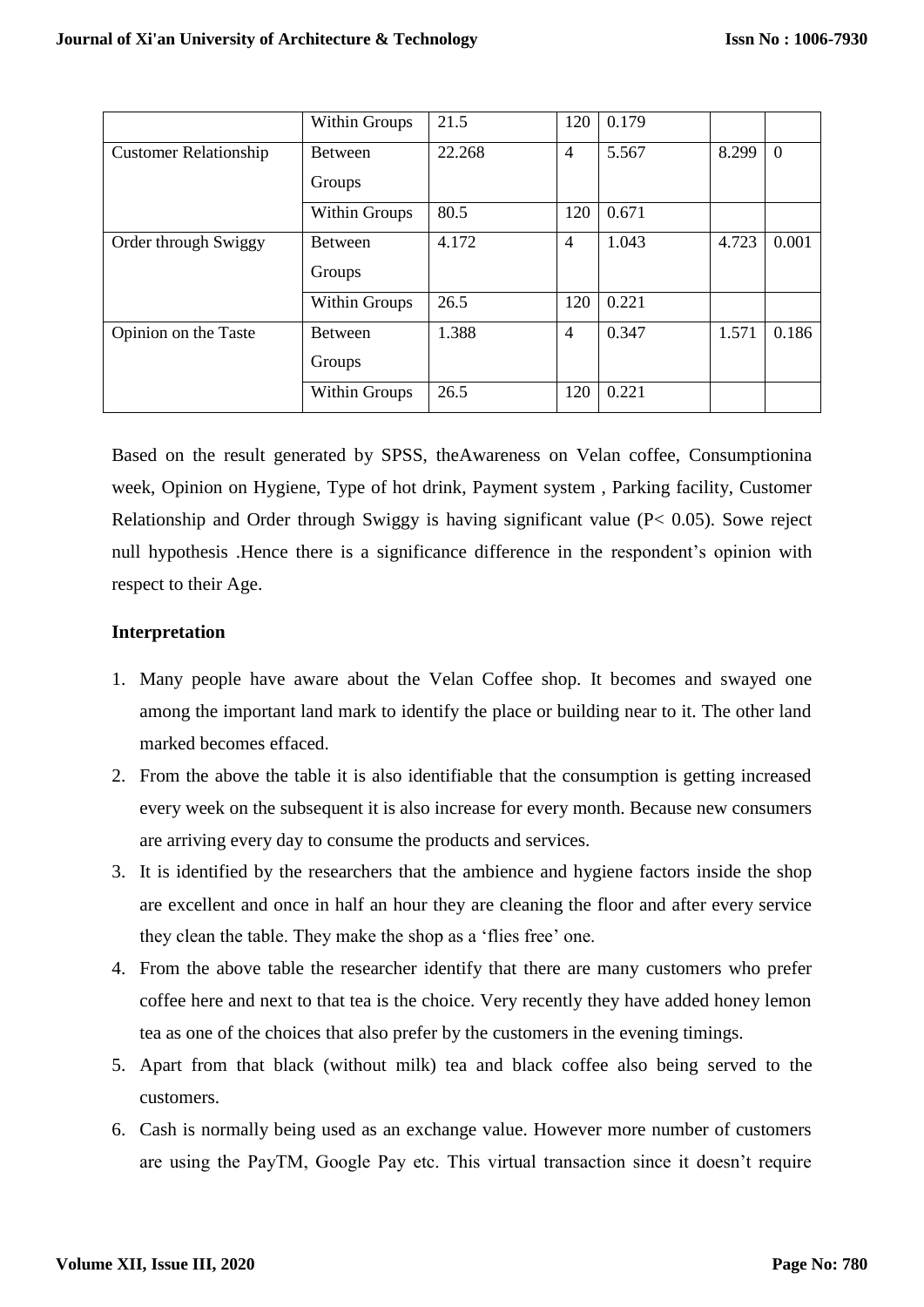|  |  |  |  |  |  |  |
|---|---|---|---|---|---|---|
|  | Within Groups | 21.5 | 120 | 0.179 |  |  |
| Customer Relationship | Between Groups | 22.268 | 4 | 5.567 | 8.299 | 0 |
|  | Within Groups | 80.5 | 120 | 0.671 |  |  |
| Order through Swiggy | Between Groups | 4.172 | 4 | 1.043 | 4.723 | 0.001 |
|  | Within Groups | 26.5 | 120 | 0.221 |  |  |
| Opinion on the Taste | Between Groups | 1.388 | 4 | 0.347 | 1.571 | 0.186 |
|  | Within Groups | 26.5 | 120 | 0.221 |  |  |

Based on the result generated by SPSS, theAwareness on Velan coffee, Consumptionina week, Opinion on Hygiene, Type of hot drink, Payment system , Parking facility, Customer Relationship and Order through Swiggy is having significant value ($P < 0.05$). Sowe reject null hypothesis .Hence there is a significance difference in the respondent's opinion with respect to their Age.

**Interpretation**

1. Many people have aware about the Velan Coffee shop. It becomes and swayed one among the important land mark to identify the place or building near to it. The other land marked becomes effaced.
2. From the above the table it is also identifiable that the consumption is getting increased every week on the subsequent it is also increase for every month. Because new consumers are arriving every day to consume the products and services.
3. It is identified by the researchers that the ambience and hygiene factors inside the shop are excellent and once in half an hour they are cleaning the floor and after every service they clean the table. They make the shop as a 'flies free' one.
4. From the above table the researcher identify that there are many customers who prefer coffee here and next to that tea is the choice. Very recently they have added honey lemon tea as one of the choices that also prefer by the customers in the evening timings.
5. Apart from that black (without milk) tea and black coffee also being served to the customers.
6. Cash is normally being used as an exchange value. However more number of customers are using the PayTM, Google Pay etc. This virtual transaction since it doesn't require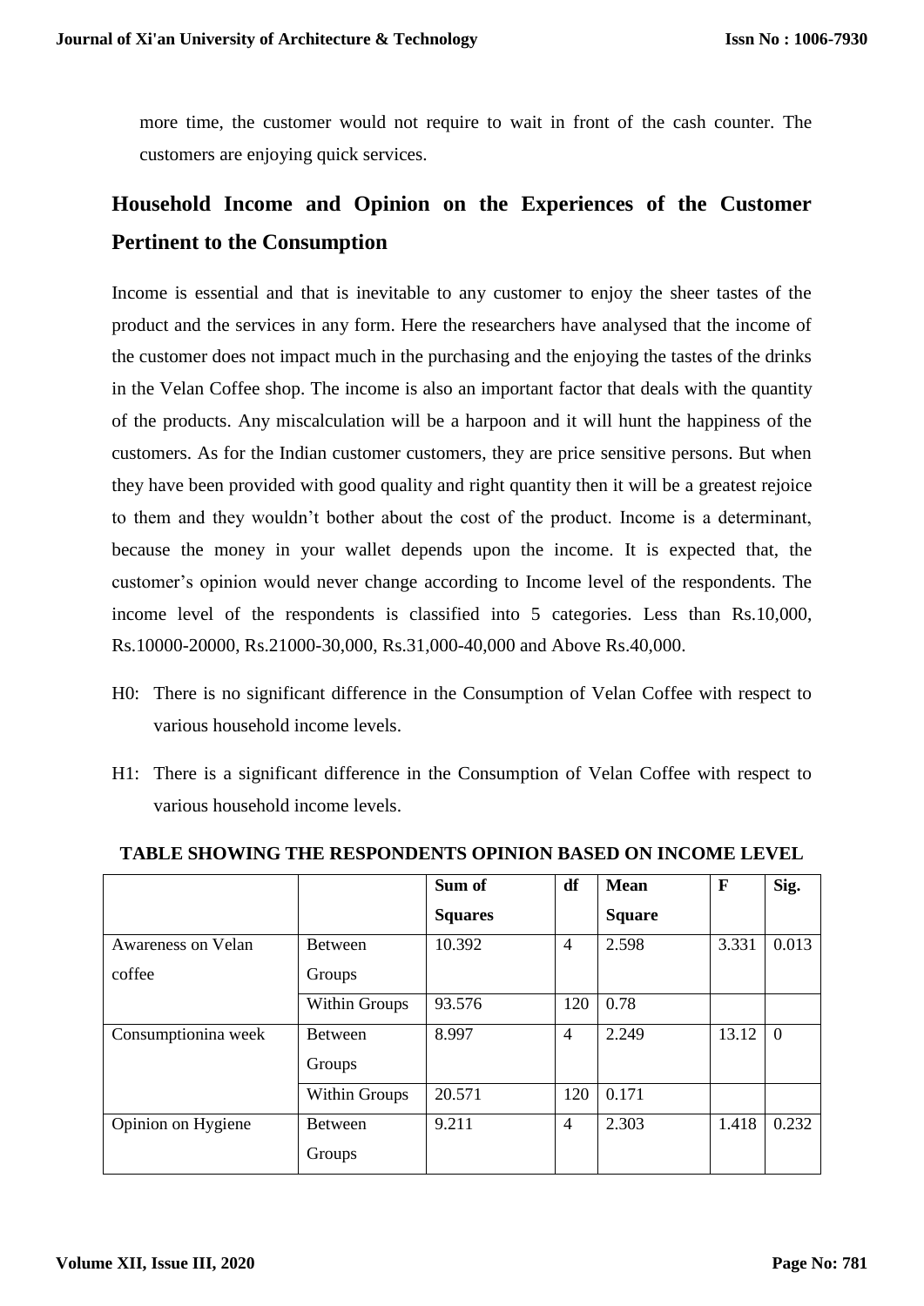more time, the customer would not require to wait in front of the cash counter. The customers are enjoying quick services.

## Household Income and Opinion on the Experiences of the Customer Pertinent to the Consumption

Income is essential and that is inevitable to any customer to enjoy the sheer tastes of the product and the services in any form. Here the researchers have analysed that the income of the customer does not impact much in the purchasing and the enjoying the tastes of the drinks in the Velan Coffee shop. The income is also an important factor that deals with the quantity of the products. Any miscalculation will be a harpoon and it will hunt the happiness of the customers. As for the Indian customer customers, they are price sensitive persons. But when they have been provided with good quality and right quantity then it will be a greatest rejoice to them and they wouldn't bother about the cost of the product. Income is a determinant, because the money in your wallet depends upon the income. It is expected that, the customer's opinion would never change according to Income level of the respondents. The income level of the respondents is classified into 5 categories. Less than Rs.10,000, Rs.10000-20000, Rs.21000-30,000, Rs.31,000-40,000 and Above Rs.40,000.

H0: There is no significant difference in the Consumption of Velan Coffee with respect to various household income levels.

H1: There is a significant difference in the Consumption of Velan Coffee with respect to various household income levels.

**TABLE SHOWING THE RESPONDENTS OPINION BASED ON INCOME LEVEL**

| | | Sum of Squares | df | Mean Square | F | Sig. |
|---|---|---|---|---|---|---|
| Awareness on Velan coffee | Between Groups | 10.392 | 4 | 2.598 | 3.331 | 0.013 |
| | Within Groups | 93.576 | 120 | 0.78 | | |
| Consumptionina week | Between Groups | 8.997 | 4 | 2.249 | 13.12 | 0 |
| | Within Groups | 20.571 | 120 | 0.171 | | |
| Opinion on Hygiene | Between Groups | 9.211 | 4 | 2.303 | 1.418 | 0.232 |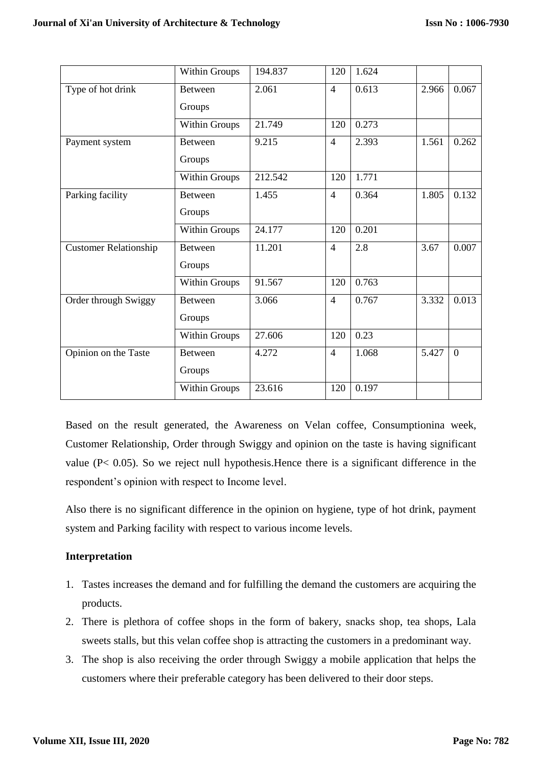| | Within Groups | 194.837 | 120 | 1.624 | | |
|---|---|---|---|---|---|---|
| Type of hot drink | Between Groups | 2.061 | 4 | 0.613 | 2.966 | 0.067 |
| | Within Groups | 21.749 | 120 | 0.273 | | |
| Payment system | Between Groups | 9.215 | 4 | 2.393 | 1.561 | 0.262 |
| | Within Groups | 212.542 | 120 | 1.771 | | |
| Parking facility | Between Groups | 1.455 | 4 | 0.364 | 1.805 | 0.132 |
| | Within Groups | 24.177 | 120 | 0.201 | | |
| Customer Relationship | Between Groups | 11.201 | 4 | 2.8 | 3.67 | 0.007 |
| | Within Groups | 91.567 | 120 | 0.763 | | |
| Order through Swiggy | Between Groups | 3.066 | 4 | 0.767 | 3.332 | 0.013 |
| | Within Groups | 27.606 | 120 | 0.23 | | |
| Opinion on the Taste | Between Groups | 4.272 | 4 | 1.068 | 5.427 | 0 |
| | Within Groups | 23.616 | 120 | 0.197 | | |

Based on the result generated, the Awareness on Velan coffee, Consumptionina week, Customer Relationship, Order through Swiggy and opinion on the taste is having significant value ($P < 0.05$). So we reject null hypothesis.Hence there is a significant difference in the respondent's opinion with respect to Income level.

Also there is no significant difference in the opinion on hygiene, type of hot drink, payment system and Parking facility with respect to various income levels.

**Interpretation**

1. Tastes increases the demand and for fulfilling the demand the customers are acquiring the products.
2. There is plethora of coffee shops in the form of bakery, snacks shop, tea shops, Lala sweets stalls, but this velan coffee shop is attracting the customers in a predominant way.
3. The shop is also receiving the order through Swiggy a mobile application that helps the customers where their preferable category has been delivered to their door steps.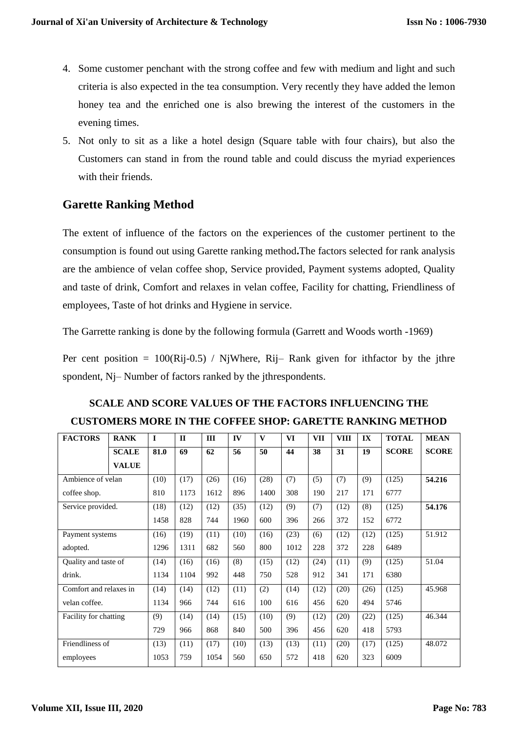4. Some customer penchant with the strong coffee and few with medium and light and such criteria is also expected in the tea consumption. Very recently they have added the lemon honey tea and the enriched one is also brewing the interest of the customers in the evening times.
5. Not only to sit as a like a hotel design (Square table with four chairs), but also the Customers can stand in from the round table and could discuss the myriad experiences with their friends.

## Garette Ranking Method

The extent of influence of the factors on the experiences of the customer pertinent to the consumption is found out using Garette ranking method**.**The factors selected for rank analysis are the ambience of velan coffee shop, Service provided, Payment systems adopted, Quality and taste of drink, Comfort and relaxes in velan coffee, Facility for chatting, Friendliness of employees, Taste of hot drinks and Hygiene in service.

The Garrette ranking is done by the following formula (Garrett and Woods worth -1969)

Per cent position = $100(R_{ij}-0.5) / N_j$Where, $R_{ij}$– Rank given for ithfactor by the jthre spondent, $N_j$– Number of factors ranked by the jthrespondents.

**SCALE AND SCORE VALUES OF THE FACTORS INFLUENCING THE CUSTOMERS MORE IN THE COFFEE SHOP: GARETTE RANKING METHOD**

| FACTORS | RANK | I | II | III | IV | V | VI | VII | VIII | IX | TOTAL | MEAN |
|---|---|---|---|---|---|---|---|---|---|---|---|---|
| | SCALE VALUE | 81.0 | 69 | 62 | 56 | 50 | 44 | 38 | 31 | 19 | SCORE | SCORE |
| Ambience of velan coffee shop. | | (10) 810 | (17) 1173 | (26) 1612 | (16) 896 | (28) 1400 | (7) 308 | (5) 190 | (7) 217 | (9) 171 | (125) 6777 | **54.216** |
| Service provided. | | (18) 1458 | (12) 828 | (12) 744 | (35) 1960 | (12) 600 | (9) 396 | (7) 266 | (12) 372 | (8) 152 | (125) 6772 | **54.176** |
| Payment systems adopted. | | (16) 1296 | (19) 1311 | (11) 682 | (10) 560 | (16) 800 | (23) 1012 | (6) 228 | (12) 372 | (12) 228 | (125) 6489 | 51.912 |
| Quality and taste of drink. | | (14) 1134 | (16) 1104 | (16) 992 | (8) 448 | (15) 750 | (12) 528 | (24) 912 | (11) 341 | (9) 171 | (125) 6380 | 51.04 |
| Comfort and relaxes in velan coffee. | | (14) 1134 | (14) 966 | (12) 744 | (11) 616 | (2) 100 | (14) 616 | (12) 456 | (20) 620 | (26) 494 | (125) 5746 | 45.968 |
| Facility for chatting | | (9) 729 | (14) 966 | (14) 868 | (15) 840 | (10) 500 | (9) 396 | (12) 456 | (20) 620 | (22) 418 | (125) 5793 | 46.344 |
| Friendliness of employees | | (13) 1053 | (11) 759 | (17) 1054 | (10) 560 | (13) 650 | (13) 572 | (11) 418 | (20) 620 | (17) 323 | (125) 6009 | 48.072 |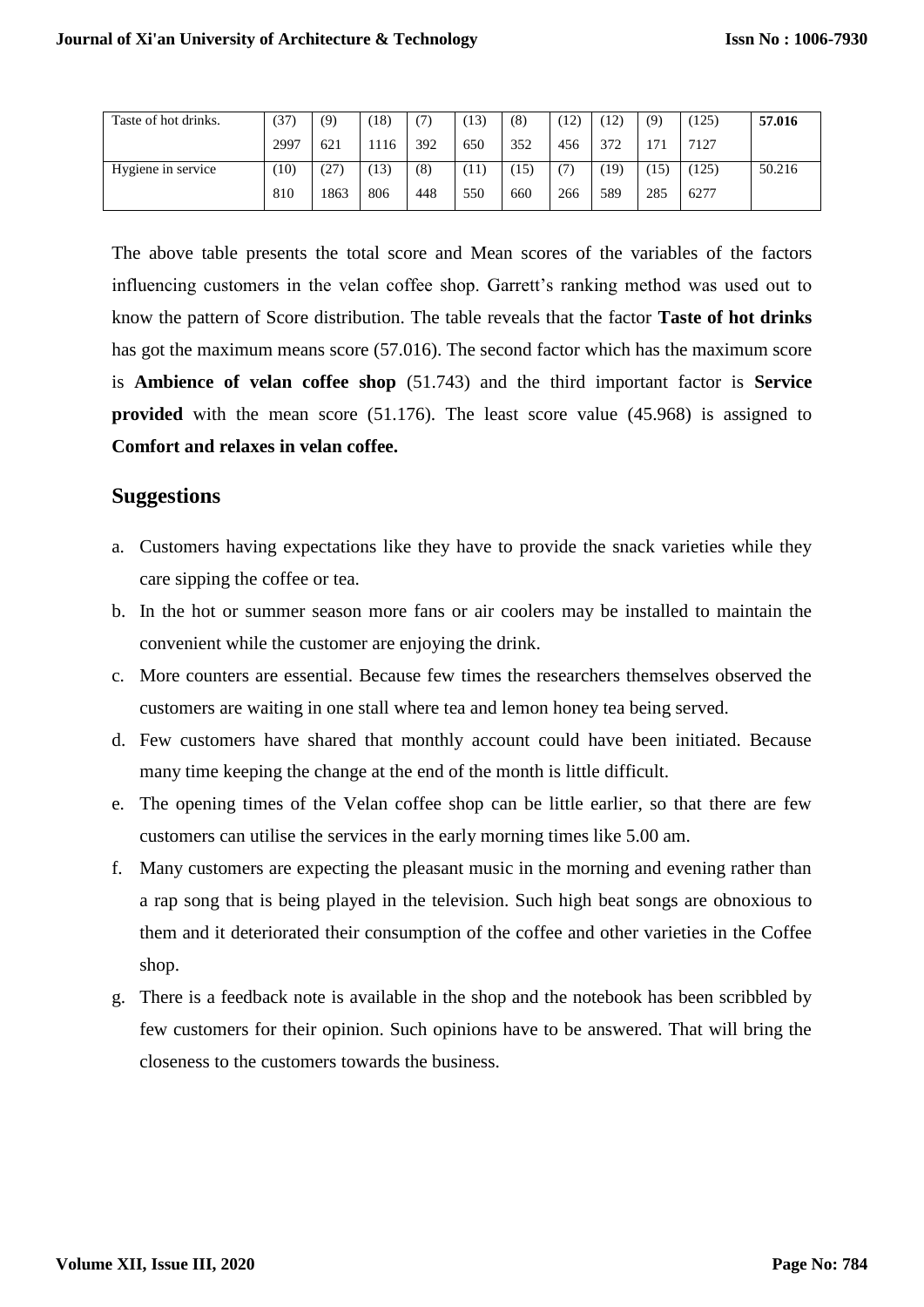| Taste of hot drinks. | (37) 2997 | (9) 621 | (18) 1116 | (7) 392 | (13) 650 | (8) 352 | (12) 456 | (12) 372 | (9) 171 | (125) 7127 | **57.016** |
|---|---|---|---|---|---|---|---|---|---|---|---|
| Hygiene in service | (10) 810 | (27) 1863 | (13) 806 | (8) 448 | (11) 550 | (15) 660 | (7) 266 | (19) 589 | (15) 285 | (125) 6277 | 50.216 |

The above table presents the total score and Mean scores of the variables of the factors influencing customers in the velan coffee shop. Garrett's ranking method was used out to know the pattern of Score distribution. The table reveals that the factor **Taste of hot drinks** has got the maximum means score (57.016). The second factor which has the maximum score is **Ambience of velan coffee shop** (51.743) and the third important factor is **Service provided** with the mean score (51.176). The least score value (45.968) is assigned to **Comfort and relaxes in velan coffee.**

## Suggestions

a. Customers having expectations like they have to provide the snack varieties while they care sipping the coffee or tea.

b. In the hot or summer season more fans or air coolers may be installed to maintain the convenient while the customer are enjoying the drink.

c. More counters are essential. Because few times the researchers themselves observed the customers are waiting in one stall where tea and lemon honey tea being served.

d. Few customers have shared that monthly account could have been initiated. Because many time keeping the change at the end of the month is little difficult.

e. The opening times of the Velan coffee shop can be little earlier, so that there are few customers can utilise the services in the early morning times like 5.00 am.

f. Many customers are expecting the pleasant music in the morning and evening rather than a rap song that is being played in the television. Such high beat songs are obnoxious to them and it deteriorated their consumption of the coffee and other varieties in the Coffee shop.

g. There is a feedback note is available in the shop and the notebook has been scribbled by few customers for their opinion. Such opinions have to be answered. That will bring the closeness to the customers towards the business.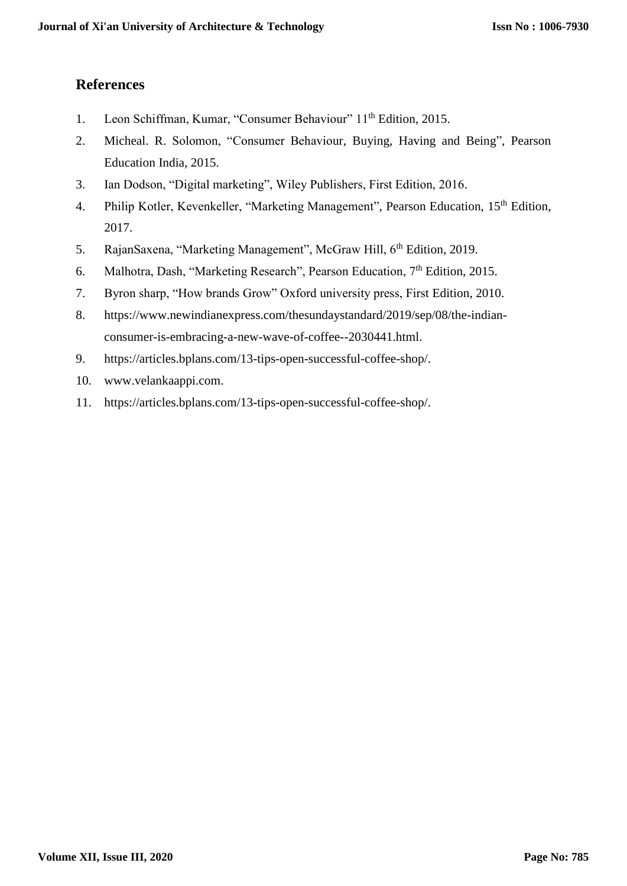## References

1. Leon Schiffman, Kumar, "Consumer Behaviour" $11^{th}$ Edition, 2015.
2. Micheal. R. Solomon, "Consumer Behaviour, Buying, Having and Being", Pearson Education India, 2015.
3. Ian Dodson, "Digital marketing", Wiley Publishers, First Edition, 2016.
4. Philip Kotler, Kevenkeller, "Marketing Management", Pearson Education, $15^{th}$ Edition, 2017.
5. RajanSaxena, "Marketing Management", McGraw Hill, $6^{th}$ Edition, 2019.
6. Malhotra, Dash, "Marketing Research", Pearson Education, $7^{th}$ Edition, 2015.
7. Byron sharp, "How brands Grow" Oxford university press, First Edition, 2010.
8. https://www.newindianexpress.com/thesundaystandard/2019/sep/08/the-indian-consumer-is-embracing-a-new-wave-of-coffee--2030441.html.
9. https://articles.bplans.com/13-tips-open-successful-coffee-shop/.
10. www.velankaappi.com.
11. https://articles.bplans.com/13-tips-open-successful-coffee-shop/.